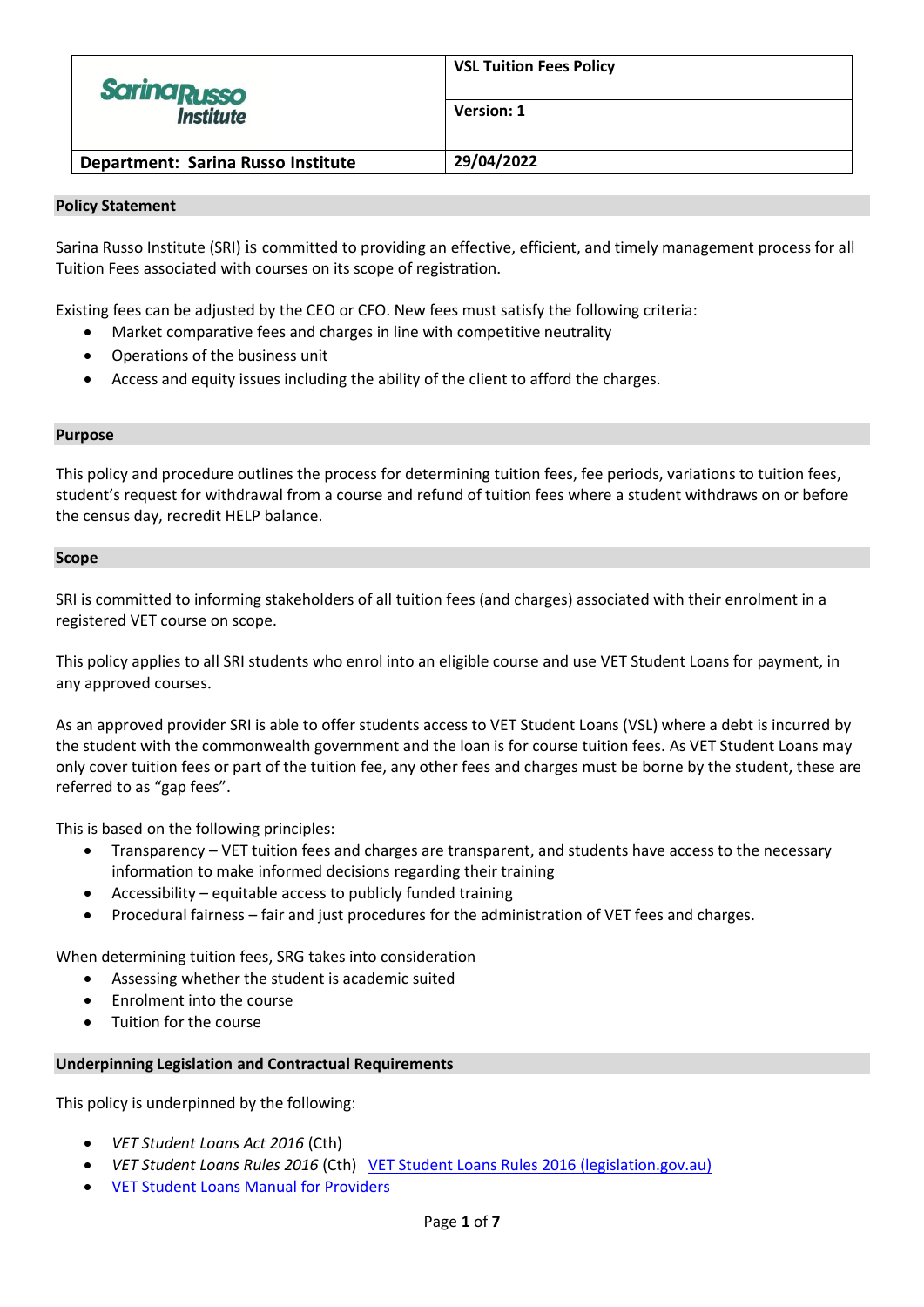| Sarina Russo Institute | VSL Tuition Fees Policy |
| --- | --- |
| | Version: 1 |
| **Department: Sarina Russo Institute** | **29/04/2022** |

## Policy Statement

Sarina Russo Institute (SRI) is committed to providing an effective, efficient, and timely management process for all Tuition Fees associated with courses on its scope of registration.

Existing fees can be adjusted by the CEO or CFO. New fees must satisfy the following criteria:

- Market comparative fees and charges in line with competitive neutrality
- Operations of the business unit
- Access and equity issues including the ability of the client to afford the charges.

## Purpose

This policy and procedure outlines the process for determining tuition fees, fee periods, variations to tuition fees, student's request for withdrawal from a course and refund of tuition fees where a student withdraws on or before the census day, recredit HELP balance.

## Scope

SRI is committed to informing stakeholders of all tuition fees (and charges) associated with their enrolment in a registered VET course on scope.

This policy applies to all SRI students who enrol into an eligible course and use VET Student Loans for payment, in any approved courses.

As an approved provider SRI is able to offer students access to VET Student Loans (VSL) where a debt is incurred by the student with the commonwealth government and the loan is for course tuition fees. As VET Student Loans may only cover tuition fees or part of the tuition fee, any other fees and charges must be borne by the student, these are referred to as "gap fees".

This is based on the following principles:

- Transparency – VET tuition fees and charges are transparent, and students have access to the necessary information to make informed decisions regarding their training
- Accessibility – equitable access to publicly funded training
- Procedural fairness – fair and just procedures for the administration of VET fees and charges.

When determining tuition fees, SRG takes into consideration

- Assessing whether the student is academic suited
- Enrolment into the course
- Tuition for the course

## Underpinning Legislation and Contractual Requirements

This policy is underpinned by the following:

- *VET Student Loans Act 2016* (Cth)
- *VET Student Loans Rules 2016* (Cth) [VET Student Loans Rules 2016 (legislation.gov.au)](https://www.legislation.gov.au)
- [VET Student Loans Manual for Providers]()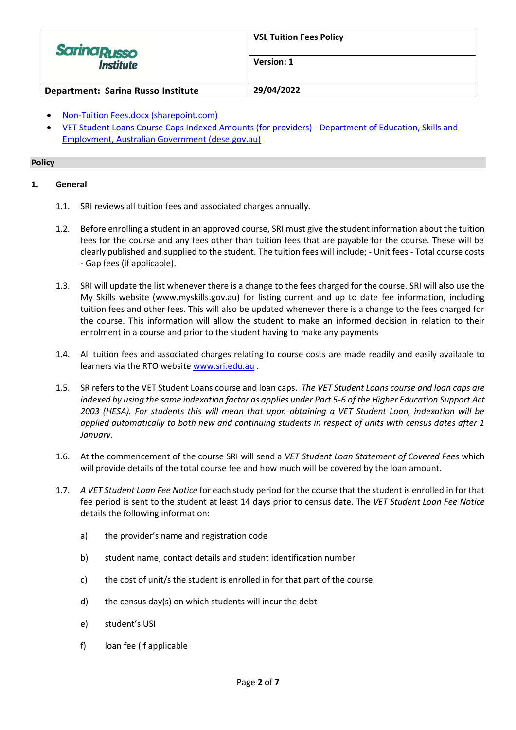| SarinaRusso Institute | VSL Tuition Fees Policy |
| --- | --- |
| | Version: 1 |
| Department: Sarina Russo Institute | 29/04/2022 |

- [Non-Tuition Fees.docx (sharepoint.com)]()
- [VET Student Loans Course Caps Indexed Amounts (for providers) - Department of Education, Skills and Employment, Australian Government (dese.gov.au)]()

## Policy

### 1. General

1.1. SRI reviews all tuition fees and associated charges annually.

1.2. Before enrolling a student in an approved course, SRI must give the student information about the tuition fees for the course and any fees other than tuition fees that are payable for the course. These will be clearly published and supplied to the student. The tuition fees will include; - Unit fees - Total course costs - Gap fees (if applicable).

1.3. SRI will update the list whenever there is a change to the fees charged for the course. SRI will also use the My Skills website (www.myskills.gov.au) for listing current and up to date fee information, including tuition fees and other fees. This will also be updated whenever there is a change to the fees charged for the course. This information will allow the student to make an informed decision in relation to their enrolment in a course and prior to the student having to make any payments

1.4. All tuition fees and associated charges relating to course costs are made readily and easily available to learners via the RTO website [www.sri.edu.au]() .

1.5. SR refers to the VET Student Loans course and loan caps. *The VET Student Loans course and loan caps are indexed by using the same indexation factor as applies under Part 5-6 of the Higher Education Support Act 2003 (HESA). For students this will mean that upon obtaining a VET Student Loan, indexation will be applied automatically to both new and continuing students in respect of units with census dates after 1 January.*

1.6. At the commencement of the course SRI will send a *VET Student Loan Statement of Covered Fees* which will provide details of the total course fee and how much will be covered by the loan amount.

1.7. *A VET Student Loan Fee Notice* for each study period for the course that the student is enrolled in for that fee period is sent to the student at least 14 days prior to census date. The *VET Student Loan Fee Notice* details the following information:

a) the provider's name and registration code

b) student name, contact details and student identification number

c) the cost of unit/s the student is enrolled in for that part of the course

d) the census day(s) on which students will incur the debt

e) student's USI

f) loan fee (if applicable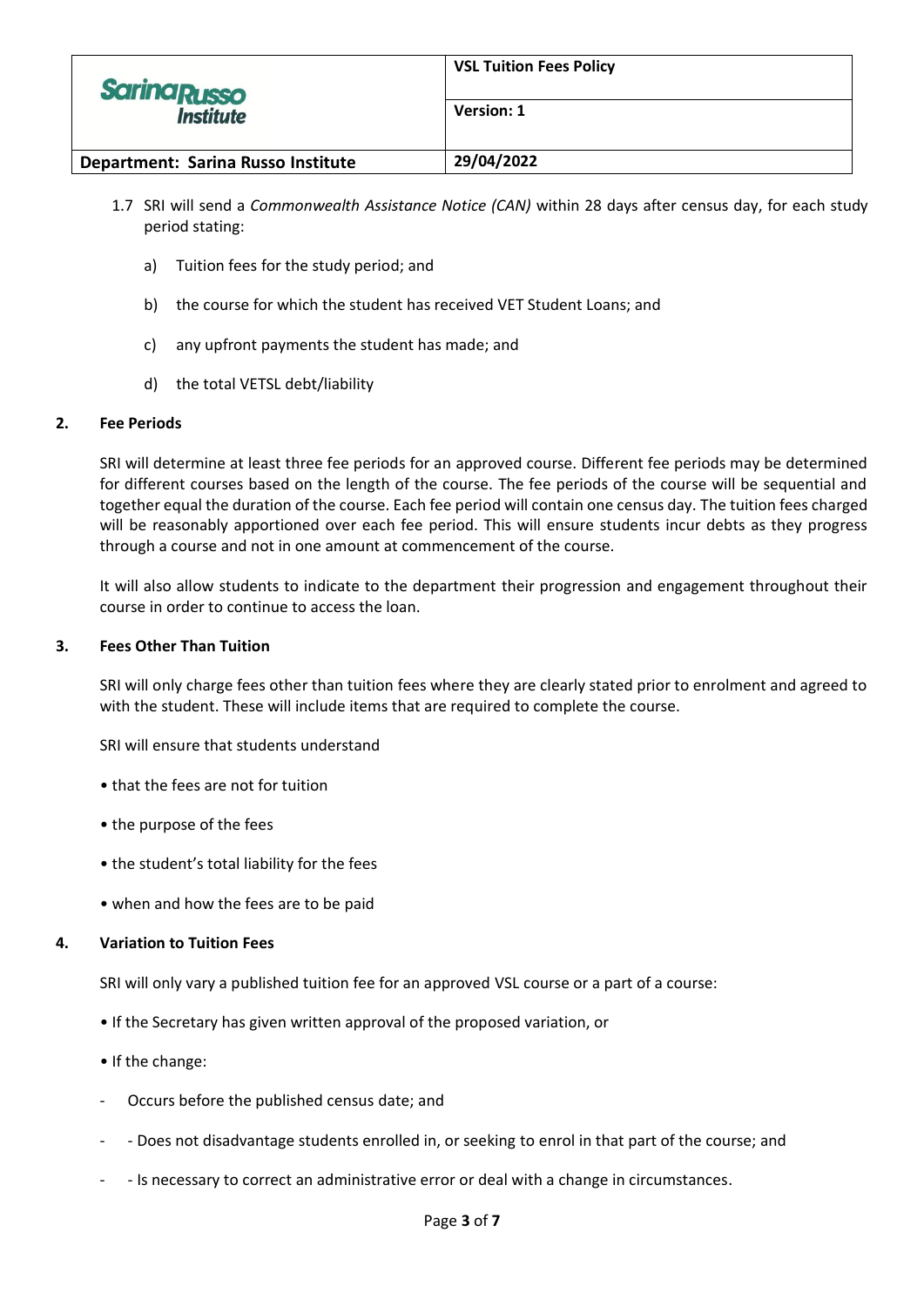1.7 SRI will send a *Commonwealth Assistance Notice (CAN)* within 28 days after census day, for each study period stating:

a) Tuition fees for the study period; and

b) the course for which the student has received VET Student Loans; and

c) any upfront payments the student has made; and

d) the total VETSL debt/liability

## 2. Fee Periods

SRI will determine at least three fee periods for an approved course. Different fee periods may be determined for different courses based on the length of the course. The fee periods of the course will be sequential and together equal the duration of the course. Each fee period will contain one census day. The tuition fees charged will be reasonably apportioned over each fee period. This will ensure students incur debts as they progress through a course and not in one amount at commencement of the course.

It will also allow students to indicate to the department their progression and engagement throughout their course in order to continue to access the loan.

## 3. Fees Other Than Tuition

SRI will only charge fees other than tuition fees where they are clearly stated prior to enrolment and agreed to with the student. These will include items that are required to complete the course.

SRI will ensure that students understand

- that the fees are not for tuition
- the purpose of the fees
- the student's total liability for the fees
- when and how the fees are to be paid

## 4. Variation to Tuition Fees

SRI will only vary a published tuition fee for an approved VSL course or a part of a course:

- If the Secretary has given written approval of the proposed variation, or
- If the change:
  - Occurs before the published census date; and
  - - Does not disadvantage students enrolled in, or seeking to enrol in that part of the course; and
  - - Is necessary to correct an administrative error or deal with a change in circumstances.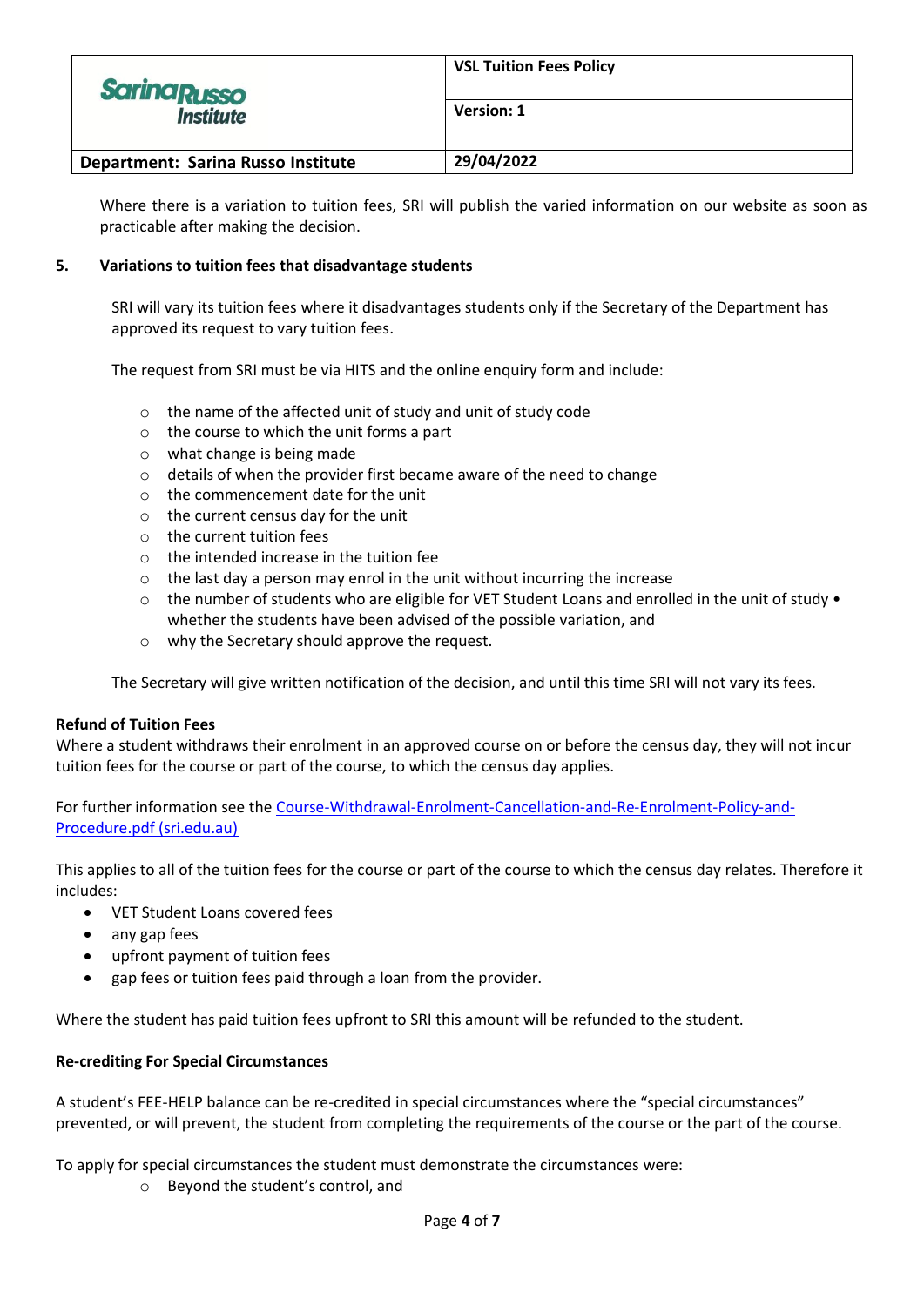Where there is a variation to tuition fees, SRI will publish the varied information on our website as soon as practicable after making the decision.

## 5. Variations to tuition fees that disadvantage students

SRI will vary its tuition fees where it disadvantages students only if the Secretary of the Department has approved its request to vary tuition fees.

The request from SRI must be via HITS and the online enquiry form and include:

- the name of the affected unit of study and unit of study code
- the course to which the unit forms a part
- what change is being made
- details of when the provider first became aware of the need to change
- the commencement date for the unit
- the current census day for the unit
- the current tuition fees
- the intended increase in the tuition fee
- the last day a person may enrol in the unit without incurring the increase
- the number of students who are eligible for VET Student Loans and enrolled in the unit of study • whether the students have been advised of the possible variation, and
- why the Secretary should approve the request.

The Secretary will give written notification of the decision, and until this time SRI will not vary its fees.

**Refund of Tuition Fees**

Where a student withdraws their enrolment in an approved course on or before the census day, they will not incur tuition fees for the course or part of the course, to which the census day applies.

For further information see the [Course-Withdrawal-Enrolment-Cancellation-and-Re-Enrolment-Policy-and-Procedure.pdf (sri.edu.au)]()

This applies to all of the tuition fees for the course or part of the course to which the census day relates. Therefore it includes:

- VET Student Loans covered fees
- any gap fees
- upfront payment of tuition fees
- gap fees or tuition fees paid through a loan from the provider.

Where the student has paid tuition fees upfront to SRI this amount will be refunded to the student.

**Re-crediting For Special Circumstances**

A student's FEE-HELP balance can be re-credited in special circumstances where the "special circumstances" prevented, or will prevent, the student from completing the requirements of the course or the part of the course.

To apply for special circumstances the student must demonstrate the circumstances were:

- Beyond the student's control, and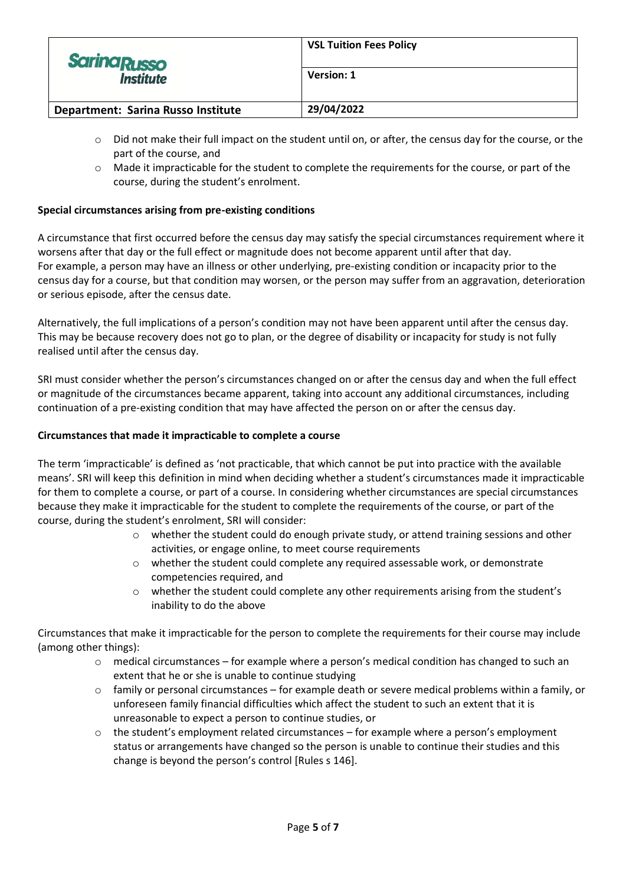- Did not make their full impact on the student until on, or after, the census day for the course, or the part of the course, and
- Made it impracticable for the student to complete the requirements for the course, or part of the course, during the student's enrolment.

**Special circumstances arising from pre-existing conditions**

A circumstance that first occurred before the census day may satisfy the special circumstances requirement where it worsens after that day or the full effect or magnitude does not become apparent until after that day.
For example, a person may have an illness or other underlying, pre-existing condition or incapacity prior to the census day for a course, but that condition may worsen, or the person may suffer from an aggravation, deterioration or serious episode, after the census date.

Alternatively, the full implications of a person's condition may not have been apparent until after the census day. This may be because recovery does not go to plan, or the degree of disability or incapacity for study is not fully realised until after the census day.

SRI must consider whether the person's circumstances changed on or after the census day and when the full effect or magnitude of the circumstances became apparent, taking into account any additional circumstances, including continuation of a pre-existing condition that may have affected the person on or after the census day.

**Circumstances that made it impracticable to complete a course**

The term 'impracticable' is defined as 'not practicable, that which cannot be put into practice with the available means'. SRI will keep this definition in mind when deciding whether a student's circumstances made it impracticable for them to complete a course, or part of a course. In considering whether circumstances are special circumstances because they make it impracticable for the student to complete the requirements of the course, or part of the course, during the student's enrolment, SRI will consider:

- whether the student could do enough private study, or attend training sessions and other activities, or engage online, to meet course requirements
- whether the student could complete any required assessable work, or demonstrate competencies required, and
- whether the student could complete any other requirements arising from the student's inability to do the above

Circumstances that make it impracticable for the person to complete the requirements for their course may include (among other things):

- medical circumstances – for example where a person's medical condition has changed to such an extent that he or she is unable to continue studying
- family or personal circumstances – for example death or severe medical problems within a family, or unforeseen family financial difficulties which affect the student to such an extent that it is unreasonable to expect a person to continue studies, or
- the student's employment related circumstances – for example where a person's employment status or arrangements have changed so the person is unable to continue their studies and this change is beyond the person's control [Rules s 146].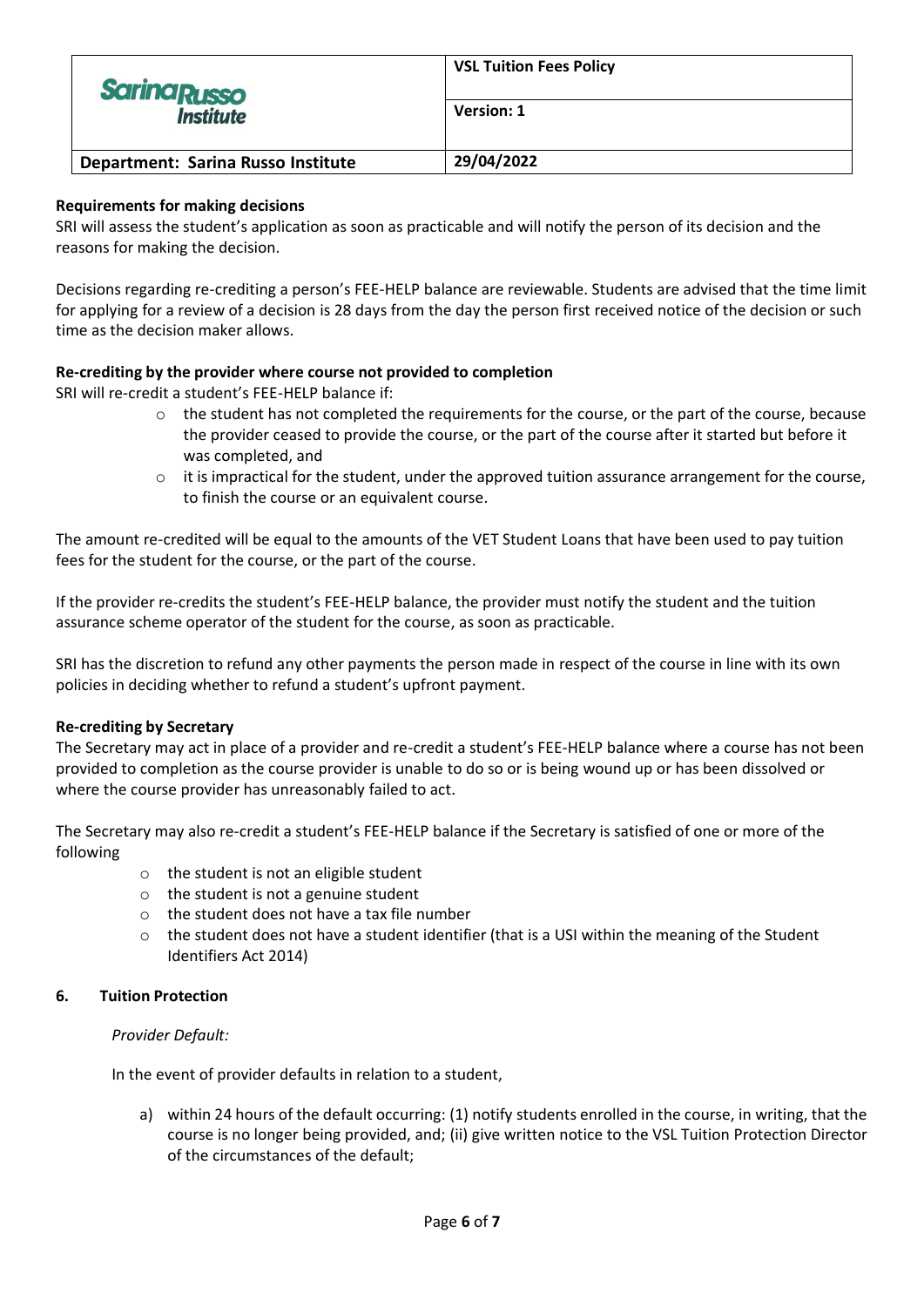**Requirements for making decisions**

SRI will assess the student's application as soon as practicable and will notify the person of its decision and the reasons for making the decision.

Decisions regarding re-crediting a person's FEE-HELP balance are reviewable. Students are advised that the time limit for applying for a review of a decision is 28 days from the day the person first received notice of the decision or such time as the decision maker allows.

**Re-crediting by the provider where course not provided to completion**

SRI will re-credit a student's FEE-HELP balance if:

- the student has not completed the requirements for the course, or the part of the course, because the provider ceased to provide the course, or the part of the course after it started but before it was completed, and
- it is impractical for the student, under the approved tuition assurance arrangement for the course, to finish the course or an equivalent course.

The amount re-credited will be equal to the amounts of the VET Student Loans that have been used to pay tuition fees for the student for the course, or the part of the course.

If the provider re-credits the student's FEE-HELP balance, the provider must notify the student and the tuition assurance scheme operator of the student for the course, as soon as practicable.

SRI has the discretion to refund any other payments the person made in respect of the course in line with its own policies in deciding whether to refund a student's upfront payment.

**Re-crediting by Secretary**

The Secretary may act in place of a provider and re-credit a student's FEE-HELP balance where a course has not been provided to completion as the course provider is unable to do so or is being wound up or has been dissolved or where the course provider has unreasonably failed to act.

The Secretary may also re-credit a student's FEE-HELP balance if the Secretary is satisfied of one or more of the following

- the student is not an eligible student
- the student is not a genuine student
- the student does not have a tax file number
- the student does not have a student identifier (that is a USI within the meaning of the Student Identifiers Act 2014)

## 6. Tuition Protection

*Provider Default:*

In the event of provider defaults in relation to a student,

a) within 24 hours of the default occurring: (1) notify students enrolled in the course, in writing, that the course is no longer being provided, and; (ii) give written notice to the VSL Tuition Protection Director of the circumstances of the default;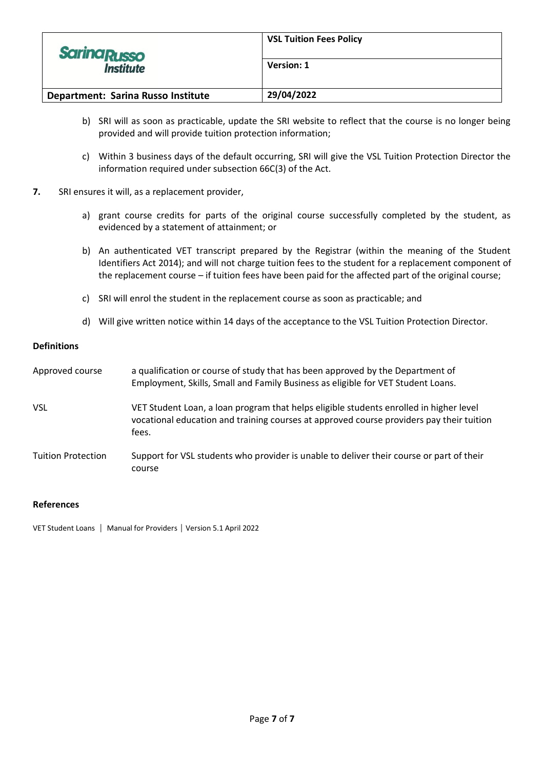b) SRI will as soon as practicable, update the SRI website to reflect that the course is no longer being provided and will provide tuition protection information;

c) Within 3 business days of the default occurring, SRI will give the VSL Tuition Protection Director the information required under subsection 66C(3) of the Act.

**7.** SRI ensures it will, as a replacement provider,

a) grant course credits for parts of the original course successfully completed by the student, as evidenced by a statement of attainment; or

b) An authenticated VET transcript prepared by the Registrar (within the meaning of the Student Identifiers Act 2014); and will not charge tuition fees to the student for a replacement component of the replacement course – if tuition fees have been paid for the affected part of the original course;

c) SRI will enrol the student in the replacement course as soon as practicable; and

d) Will give written notice within 14 days of the acceptance to the VSL Tuition Protection Director.

**Definitions**

| | |
|---|---|
| Approved course | a qualification or course of study that has been approved by the Department of Employment, Skills, Small and Family Business as eligible for VET Student Loans. |
| VSL | VET Student Loan, a loan program that helps eligible students enrolled in higher level vocational education and training courses at approved course providers pay their tuition fees. |
| Tuition Protection | Support for VSL students who provider is unable to deliver their course or part of their course |

**References**

VET Student Loans | Manual for Providers | Version 5.1 April 2022